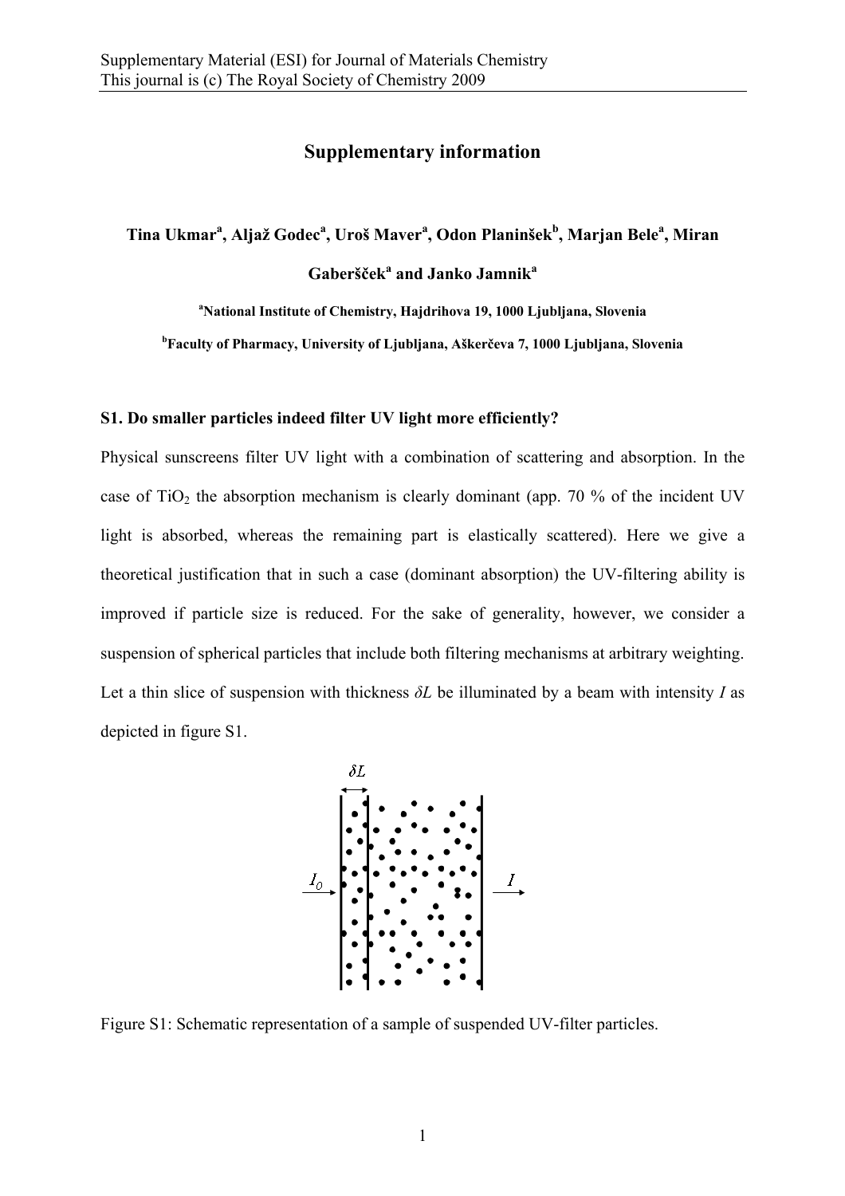# Supplementary information

**Tina Ukmar[a], Aljaž Godec[a], Uroš Maver[a], Odon Planinšek[b], Marjan Bele[a], Miran Gaberšček[a] and Janko Jamnik[a]**

**[a]National Institute of Chemistry, Hajdrihova 19, 1000 Ljubljana, Slovenia**

**[b]Faculty of Pharmacy, University of Ljubljana, Aškerčeva 7, 1000 Ljubljana, Slovenia**

## S1. Do smaller particles indeed filter UV light more efficiently?

Physical sunscreens filter UV light with a combination of scattering and absorption. In the case of $TiO_2$ the absorption mechanism is clearly dominant (app. 70 % of the incident UV light is absorbed, whereas the remaining part is elastically scattered). Here we give a theoretical justification that in such a case (dominant absorption) the UV-filtering ability is improved if particle size is reduced. For the sake of generality, however, we consider a suspension of spherical particles that include both filtering mechanisms at arbitrary weighting. Let a thin slice of suspension with thickness $\delta L$ be illuminated by a beam with intensity $I$ as depicted in figure S1.

Figure S1: Schematic representation of a sample of suspended UV-filter particles.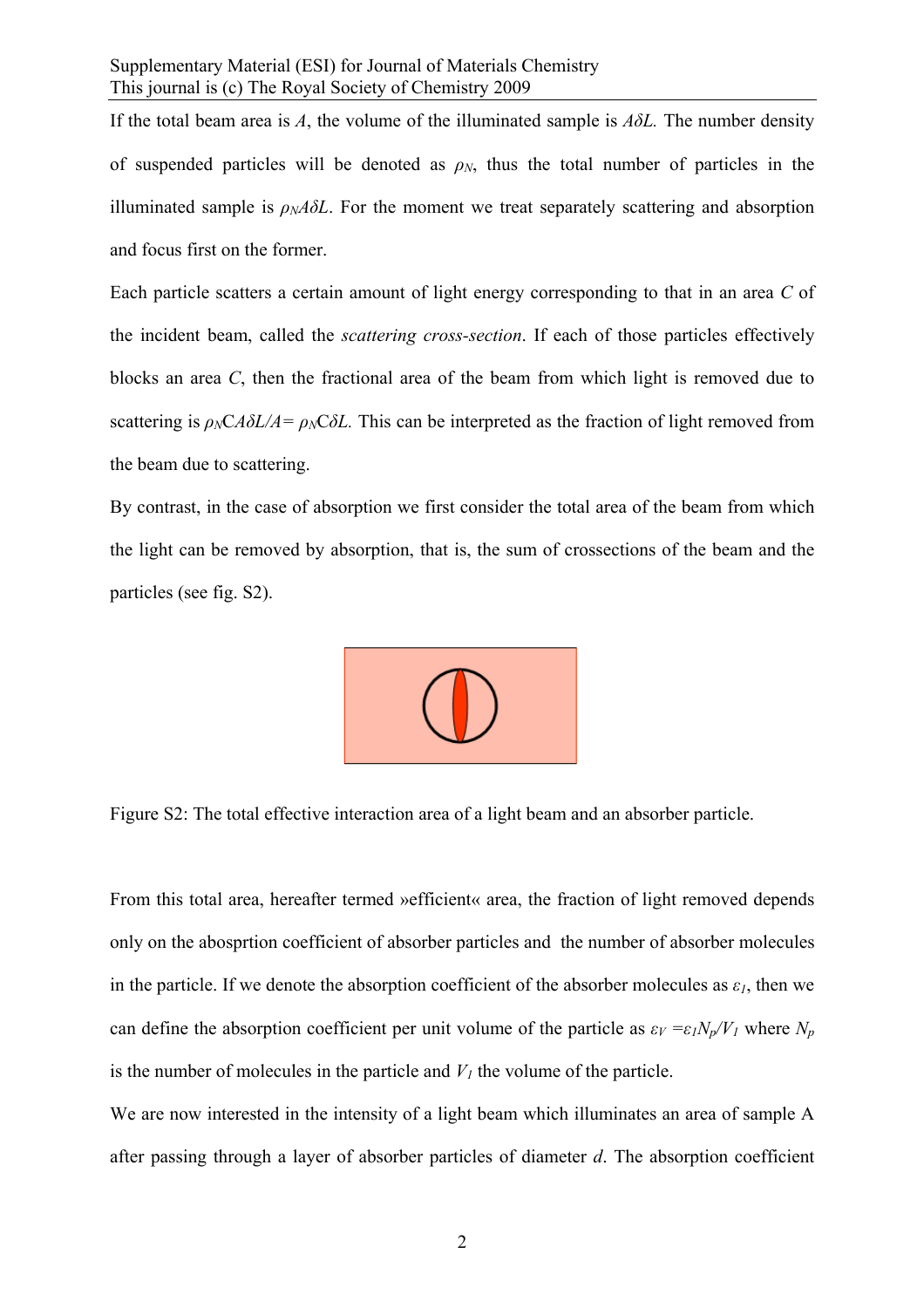If the total beam area is $A$, the volume of the illuminated sample is $A\delta L$. The number density of suspended particles will be denoted as $\rho_N$, thus the total number of particles in the illuminated sample is $\rho_N A\delta L$. For the moment we treat separately scattering and absorption and focus first on the former.

Each particle scatters a certain amount of light energy corresponding to that in an area $C$ of the incident beam, called the *scattering cross-section*. If each of those particles effectively blocks an area $C$, then the fractional area of the beam from which light is removed due to scattering is $\rho_N CA\delta L/A = \rho_N C\delta L$. This can be interpreted as the fraction of light removed from the beam due to scattering.

By contrast, in the case of absorption we first consider the total area of the beam from which the light can be removed by absorption, that is, the sum of crossections of the beam and the particles (see fig. S2).

Figure S2: The total effective interaction area of a light beam and an absorber particle.

From this total area, hereafter termed »efficient« area, the fraction of light removed depends only on the abosprtion coefficient of absorber particles and the number of absorber molecules in the particle. If we denote the absorption coefficient of the absorber molecules as $\varepsilon_1$, then we can define the absorption coefficient per unit volume of the particle as $\varepsilon_V = \varepsilon_1 N_p/V_1$ where $N_p$ is the number of molecules in the particle and $V_1$ the volume of the particle.

We are now interested in the intensity of a light beam which illuminates an area of sample A after passing through a layer of absorber particles of diameter $d$. The absorption coefficient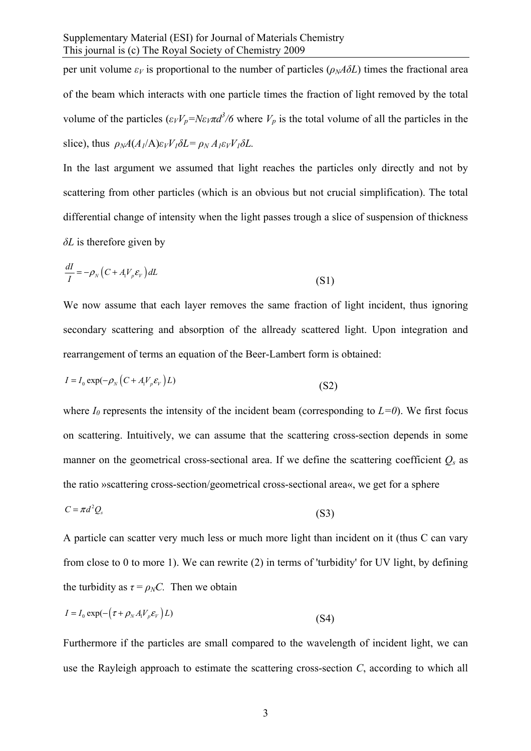per unit volume $\varepsilon_V$ is proportional to the number of particles ($\rho_N A\delta L$) times the fractional area of the beam which interacts with one particle times the fraction of light removed by the total volume of the particles ($\varepsilon_V V_p = N\varepsilon_V \pi d^3/6$ where $V_p$ is the total volume of all the particles in the slice), thus $\rho_N A(A_1/\mathrm{A})\varepsilon_V V_1 \delta L = \rho_N A_1 \varepsilon_V V_1 \delta L$.

In the last argument we assumed that light reaches the particles only directly and not by scattering from other particles (which is an obvious but not crucial simplification). The total differential change of intensity when the light passes trough a slice of suspension of thickness $\delta L$ is therefore given by

$$\frac{dI}{I} = -\rho_N \left(C + A_1 V_p \varepsilon_V\right) dL \tag{S1}$$

We now assume that each layer removes the same fraction of light incident, thus ignoring secondary scattering and absorption of the allready scattered light. Upon integration and rearrangement of terms an equation of the Beer-Lambert form is obtained:

$$I = I_0 \exp(-\rho_N \left(C + A_1 V_p \varepsilon_V\right) L) \tag{S2}$$

where $I_0$ represents the intensity of the incident beam (corresponding to $L=0$). We first focus on scattering. Intuitively, we can assume that the scattering cross-section depends in some manner on the geometrical cross-sectional area. If we define the scattering coefficient $Q_s$ as the ratio »scattering cross-section/geometrical cross-sectional area«, we get for a sphere

$$C = \pi d^2 Q_s \tag{S3}$$

A particle can scatter very much less or much more light than incident on it (thus C can vary from close to 0 to more 1). We can rewrite (2) in terms of 'turbidity' for UV light, by defining the turbidity as $\tau = \rho_N C$. Then we obtain

$$I = I_0 \exp(-\left(\tau + \rho_N A_1 V_p \varepsilon_V\right) L) \tag{S4}$$

Furthermore if the particles are small compared to the wavelength of incident light, we can use the Rayleigh approach to estimate the scattering cross-section $C$, according to which all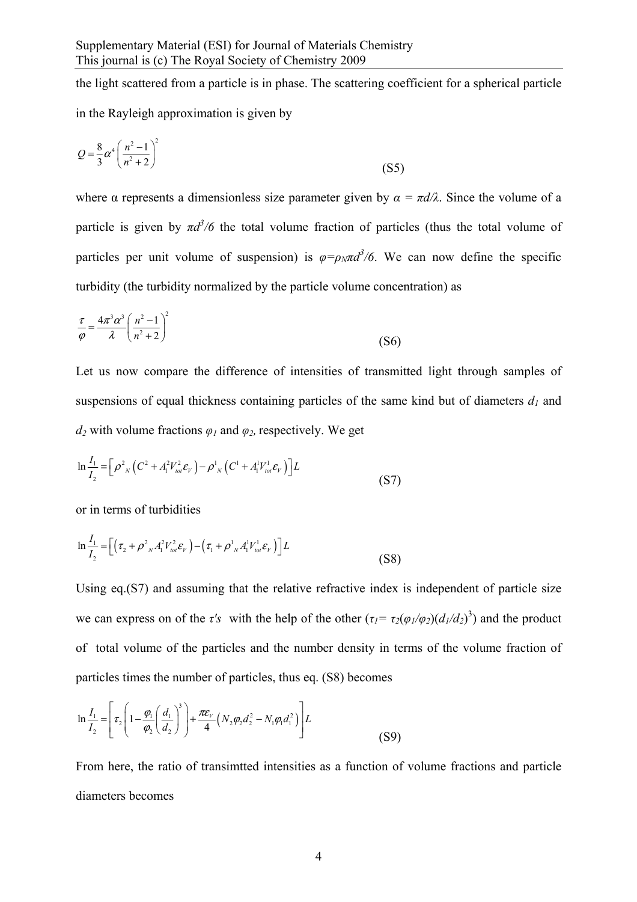the light scattered from a particle is in phase. The scattering coefficient for a spherical particle in the Rayleigh approximation is given by

$$Q = \frac{8}{3}\alpha^4 \left(\frac{n^2-1}{n^2+2}\right)^2 \tag{S5}$$

where α represents a dimensionless size parameter given by $\alpha = \pi d/\lambda$. Since the volume of a particle is given by $\pi d^3/6$ the total volume fraction of particles (thus the total volume of particles per unit volume of suspension) is $\varphi=\rho_N \pi d^3/6$. We can now define the specific turbidity (the turbidity normalized by the particle volume concentration) as

$$\frac{\tau}{\varphi} = \frac{4\pi^3\alpha^3}{\lambda}\left(\frac{n^2-1}{n^2+2}\right)^2 \tag{S6}$$

Let us now compare the difference of intensities of transmitted light through samples of suspensions of equal thickness containing particles of the same kind but of diameters $d_1$ and $d_2$ with volume fractions $\varphi_1$ and $\varphi_2$, respectively. We get

$$\ln\frac{I_1}{I_2} = \left[\rho^2{}_N\left(C^2 + A_1^2 V_{tot}^2 \varepsilon_V\right) - \rho^1{}_N\left(C^1 + A_1^1 V_{tot}^1 \varepsilon_V\right)\right]L \tag{S7}$$

or in terms of turbidities

$$\ln\frac{I_1}{I_2} = \left[\left(\tau_2 + \rho^2{}_N A_1^2 V_{tot}^2 \varepsilon_V\right) - \left(\tau_1 + \rho^1{}_N A_1^1 V_{tot}^1 \varepsilon_V\right)\right]L \tag{S8}$$

Using eq.(S7) and assuming that the relative refractive index is independent of particle size we can express on of the $\tau$'s with the help of the other ($\tau_1 = \tau_2(\varphi_1/\varphi_2)(d_1/d_2)^3$) and the product of total volume of the particles and the number density in terms of the volume fraction of particles times the number of particles, thus eq. (S8) becomes

$$\ln\frac{I_1}{I_2} = \left[\tau_2\left(1 - \frac{\varphi_1}{\varphi_2}\left(\frac{d_1}{d_2}\right)^3\right) + \frac{\pi\varepsilon_V}{4}\left(N_2\varphi_2 d_2^2 - N_1\varphi_1 d_1^2\right)\right]L \tag{S9}$$

From here, the ratio of transimtted intensities as a function of volume fractions and particle diameters becomes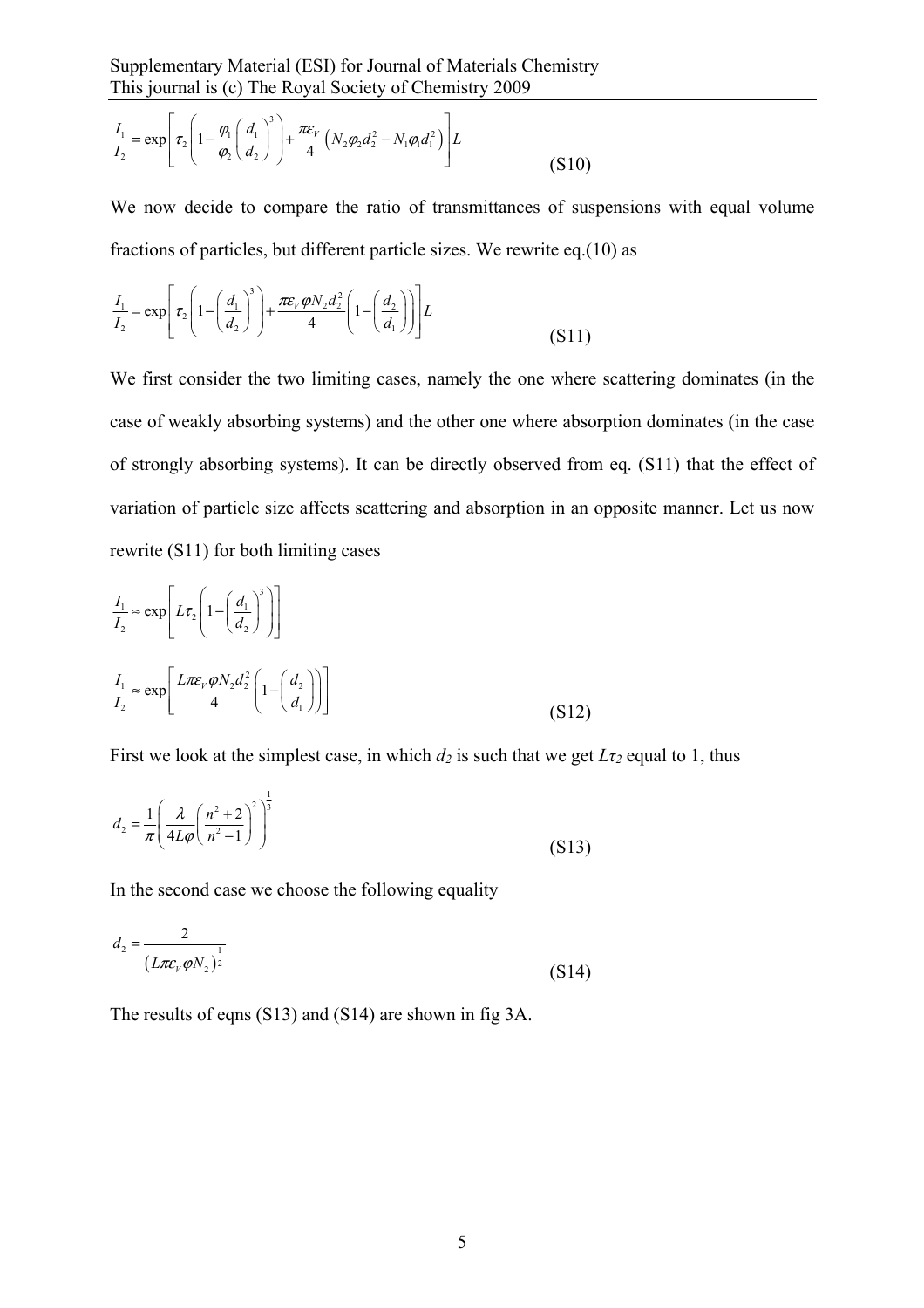$$\frac{I_1}{I_2} = \exp\left[\tau_2\left(1 - \frac{\varphi_1}{\varphi_2}\left(\frac{d_1}{d_2}\right)^3\right) + \frac{\pi\varepsilon_V}{4}\left(N_2\varphi_2 d_2^2 - N_1\varphi_1 d_1^2\right)\right]L \tag{S10}$$

We now decide to compare the ratio of transmittances of suspensions with equal volume fractions of particles, but different particle sizes. We rewrite eq.(10) as

$$\frac{I_1}{I_2} = \exp\left[\tau_2\left(1 - \left(\frac{d_1}{d_2}\right)^3\right) + \frac{\pi\varepsilon_V \varphi N_2 d_2^2}{4}\left(1 - \left(\frac{d_2}{d_1}\right)\right)\right]L \tag{S11}$$

We first consider the two limiting cases, namely the one where scattering dominates (in the case of weakly absorbing systems) and the other one where absorption dominates (in the case of strongly absorbing systems). It can be directly observed from eq. (S11) that the effect of variation of particle size affects scattering and absorption in an opposite manner. Let us now rewrite (S11) for both limiting cases

$$\frac{I_1}{I_2} \approx \exp\left[L\tau_2\left(1 - \left(\frac{d_1}{d_2}\right)^3\right)\right]$$

$$\frac{I_1}{I_2} \approx \exp\left[\frac{L\pi\varepsilon_V \varphi N_2 d_2^2}{4}\left(1 - \left(\frac{d_2}{d_1}\right)\right)\right] \tag{S12}$$

First we look at the simplest case, in which $d_2$ is such that we get $L\tau_2$ equal to 1, thus

$$d_2 = \frac{1}{\pi}\left(\frac{\lambda}{4L\varphi}\left(\frac{n^2+2}{n^2-1}\right)^2\right)^{\frac{1}{3}} \tag{S13}$$

In the second case we choose the following equality

$$d_2 = \frac{2}{\left(L\pi\varepsilon_V \varphi N_2\right)^{\frac{1}{2}}} \tag{S14}$$

The results of eqns (S13) and (S14) are shown in fig 3A.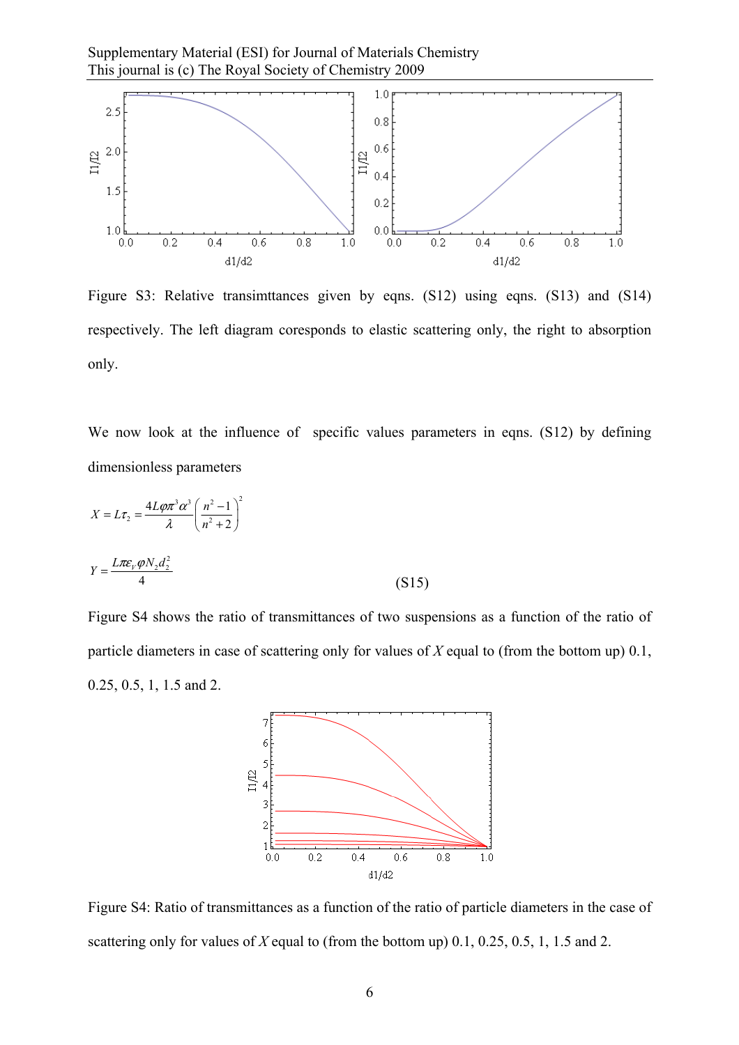Figure S3: Relative transimttances given by eqns. (S12) using eqns. (S13) and (S14) respectively. The left diagram coresponds to elastic scattering only, the right to absorption only.

We now look at the influence of specific values parameters in eqns. (S12) by defining dimensionless parameters

$$X = L\tau_2 = \frac{4L\varphi\pi^3\alpha^3}{\lambda}\left(\frac{n^2-1}{n^2+2}\right)^2$$

$$Y = \frac{L\pi\varepsilon_V\varphi N_2 d_2^2}{4} \qquad \text{(S15)}$$

Figure S4 shows the ratio of transmittances of two suspensions as a function of the ratio of particle diameters in case of scattering only for values of $X$ equal to (from the bottom up) 0.1, 0.25, 0.5, 1, 1.5 and 2.

Figure S4: Ratio of transmittances as a function of the ratio of particle diameters in the case of scattering only for values of $X$ equal to (from the bottom up) 0.1, 0.25, 0.5, 1, 1.5 and 2.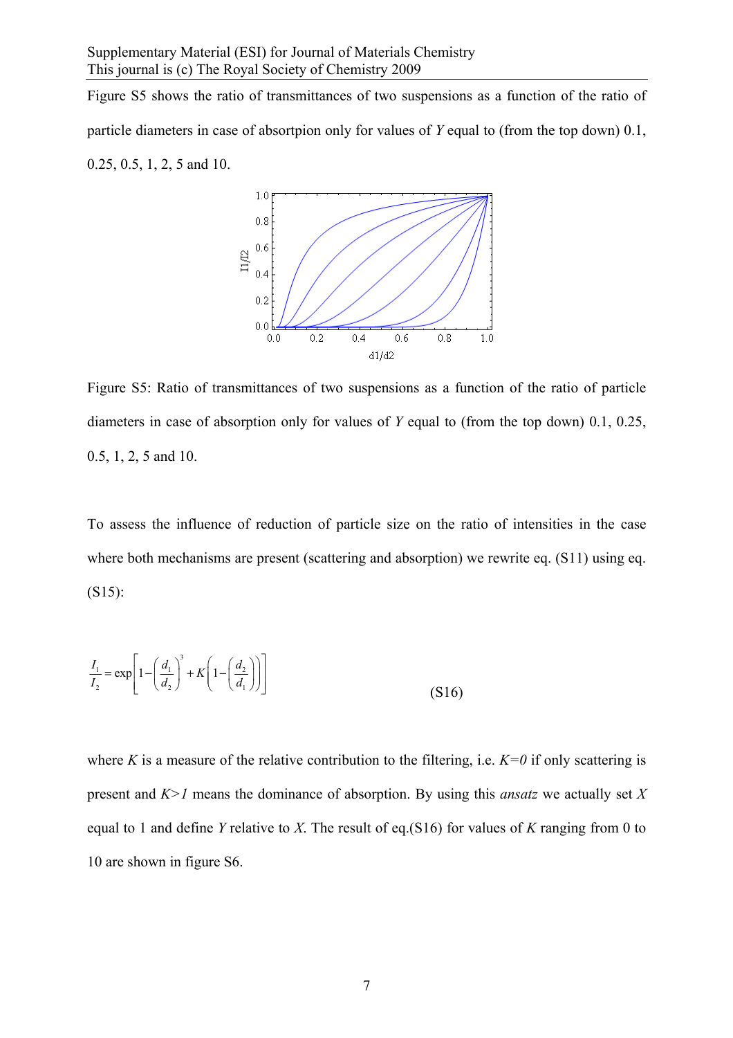Figure S5 shows the ratio of transmittances of two suspensions as a function of the ratio of particle diameters in case of absortpion only for values of $Y$ equal to (from the top down) 0.1, 0.25, 0.5, 1, 2, 5 and 10.

Figure S5: Ratio of transmittances of two suspensions as a function of the ratio of particle diameters in case of absorption only for values of $Y$ equal to (from the top down) 0.1, 0.25, 0.5, 1, 2, 5 and 10.

To assess the influence of reduction of particle size on the ratio of intensities in the case where both mechanisms are present (scattering and absorption) we rewrite eq. (S11) using eq. (S15):

$$\frac{I_1}{I_2} = \exp\left[1 - \left(\frac{d_1}{d_2}\right)^3 + K\left(1 - \left(\frac{d_2}{d_1}\right)\right)\right] \tag{S16}$$

where $K$ is a measure of the relative contribution to the filtering, i.e. $K=0$ if only scattering is present and $K>1$ means the dominance of absorption. By using this *ansatz* we actually set $X$ equal to 1 and define $Y$ relative to $X$. The result of eq.(S16) for values of $K$ ranging from 0 to 10 are shown in figure S6.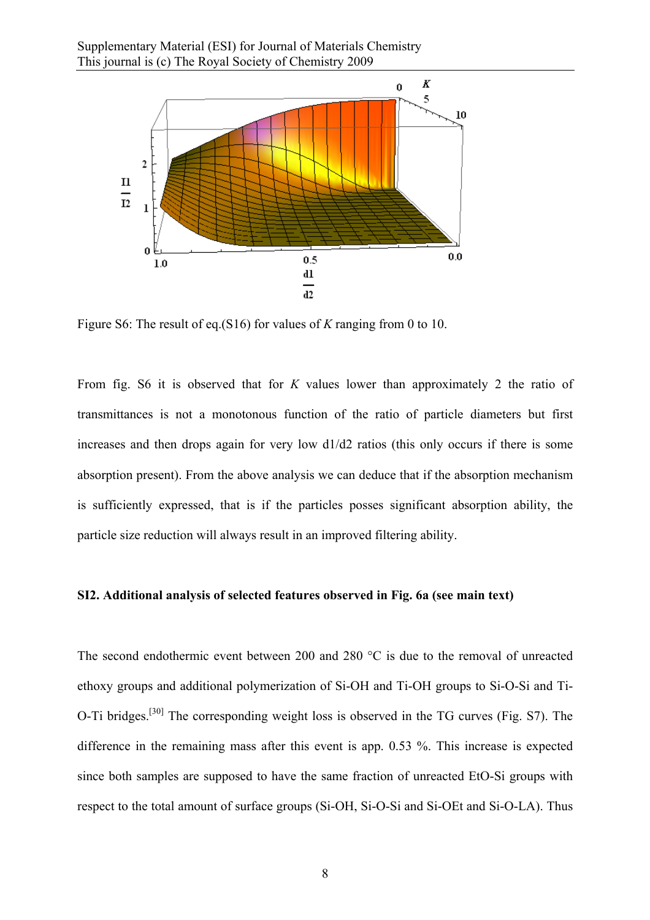Figure S6: The result of eq.(S16) for values of $K$ ranging from 0 to 10.

From fig. S6 it is observed that for $K$ values lower than approximately 2 the ratio of transmittances is not a monotonous function of the ratio of particle diameters but first increases and then drops again for very low d1/d2 ratios (this only occurs if there is some absorption present). From the above analysis we can deduce that if the absorption mechanism is sufficiently expressed, that is if the particles posses significant absorption ability, the particle size reduction will always result in an improved filtering ability.

### SI2. Additional analysis of selected features observed in Fig. 6a (see main text)

The second endothermic event between 200 and 280 °C is due to the removal of unreacted ethoxy groups and additional polymerization of Si-OH and Ti-OH groups to Si-O-Si and Ti-O-Ti bridges.[30] The corresponding weight loss is observed in the TG curves (Fig. S7). The difference in the remaining mass after this event is app. 0.53 %. This increase is expected since both samples are supposed to have the same fraction of unreacted EtO-Si groups with respect to the total amount of surface groups (Si-OH, Si-O-Si and Si-OEt and Si-O-LA). Thus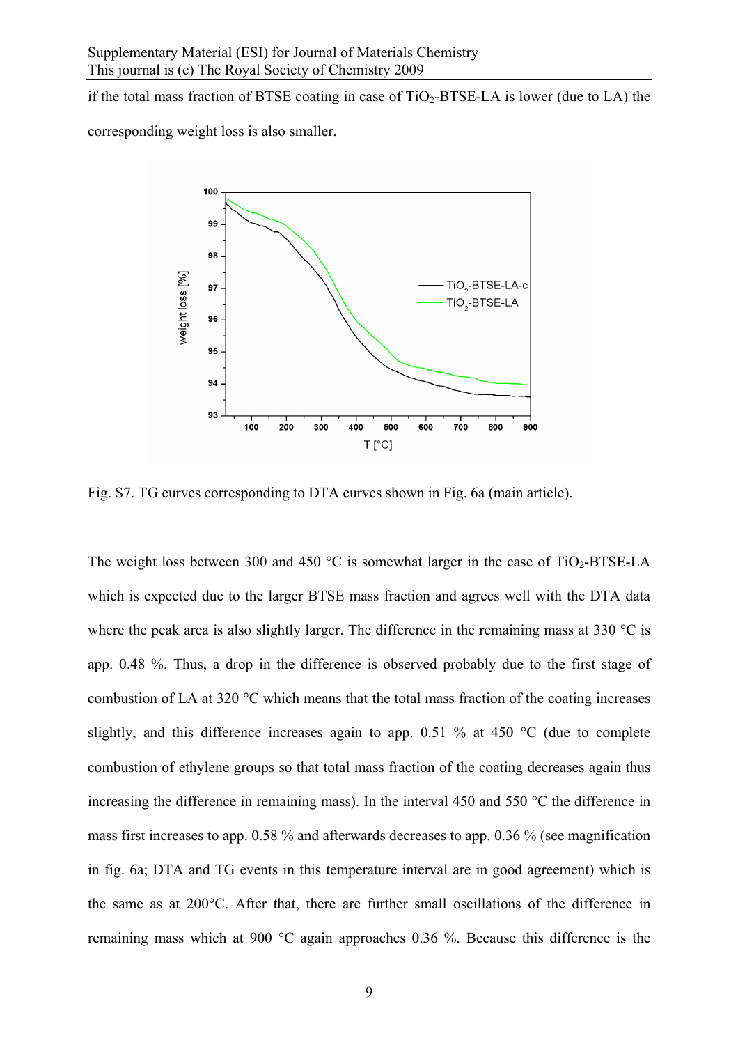if the total mass fraction of BTSE coating in case of $TiO_2$-BTSE-LA is lower (due to LA) the corresponding weight loss is also smaller.

Fig. S7. TG curves corresponding to DTA curves shown in Fig. 6a (main article).

The weight loss between 300 and 450 °C is somewhat larger in the case of $TiO_2$-BTSE-LA which is expected due to the larger BTSE mass fraction and agrees well with the DTA data where the peak area is also slightly larger. The difference in the remaining mass at 330 °C is app. 0.48 %. Thus, a drop in the difference is observed probably due to the first stage of combustion of LA at 320 °C which means that the total mass fraction of the coating increases slightly, and this difference increases again to app. 0.51 % at 450 °C (due to complete combustion of ethylene groups so that total mass fraction of the coating decreases again thus increasing the difference in remaining mass). In the interval 450 and 550 °C the difference in mass first increases to app. 0.58 % and afterwards decreases to app. 0.36 % (see magnification in fig. 6a; DTA and TG events in this temperature interval are in good agreement) which is the same as at 200°C. After that, there are further small oscillations of the difference in remaining mass which at 900 °C again approaches 0.36 %. Because this difference is the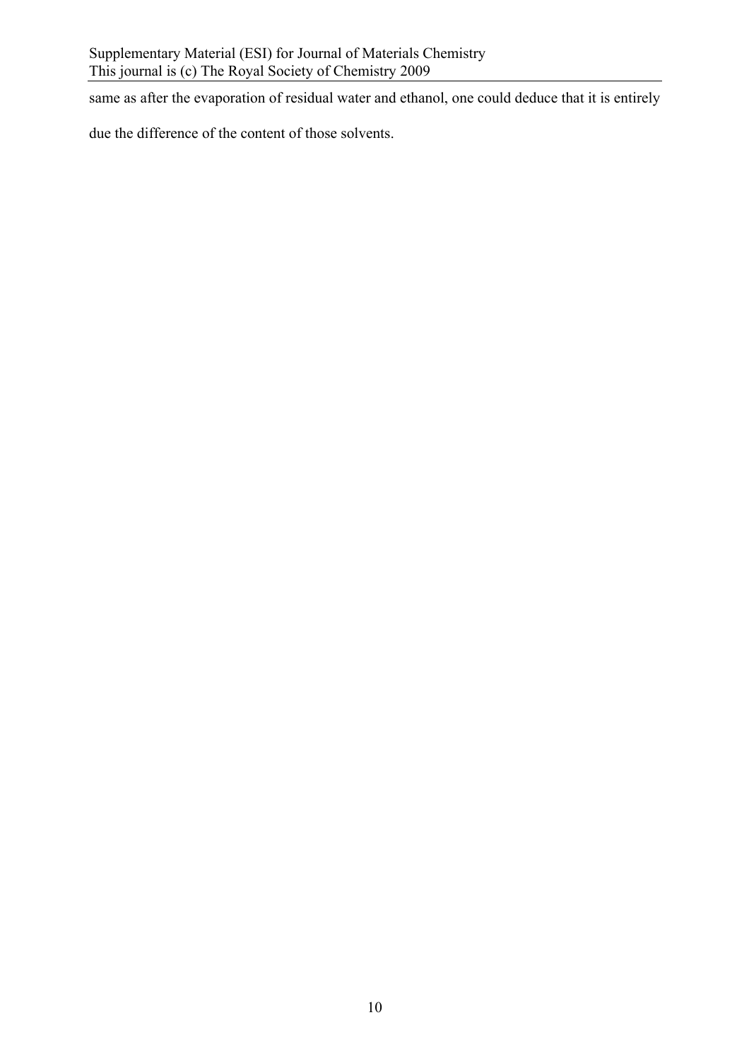same as after the evaporation of residual water and ethanol, one could deduce that it is entirely due the difference of the content of those solvents.